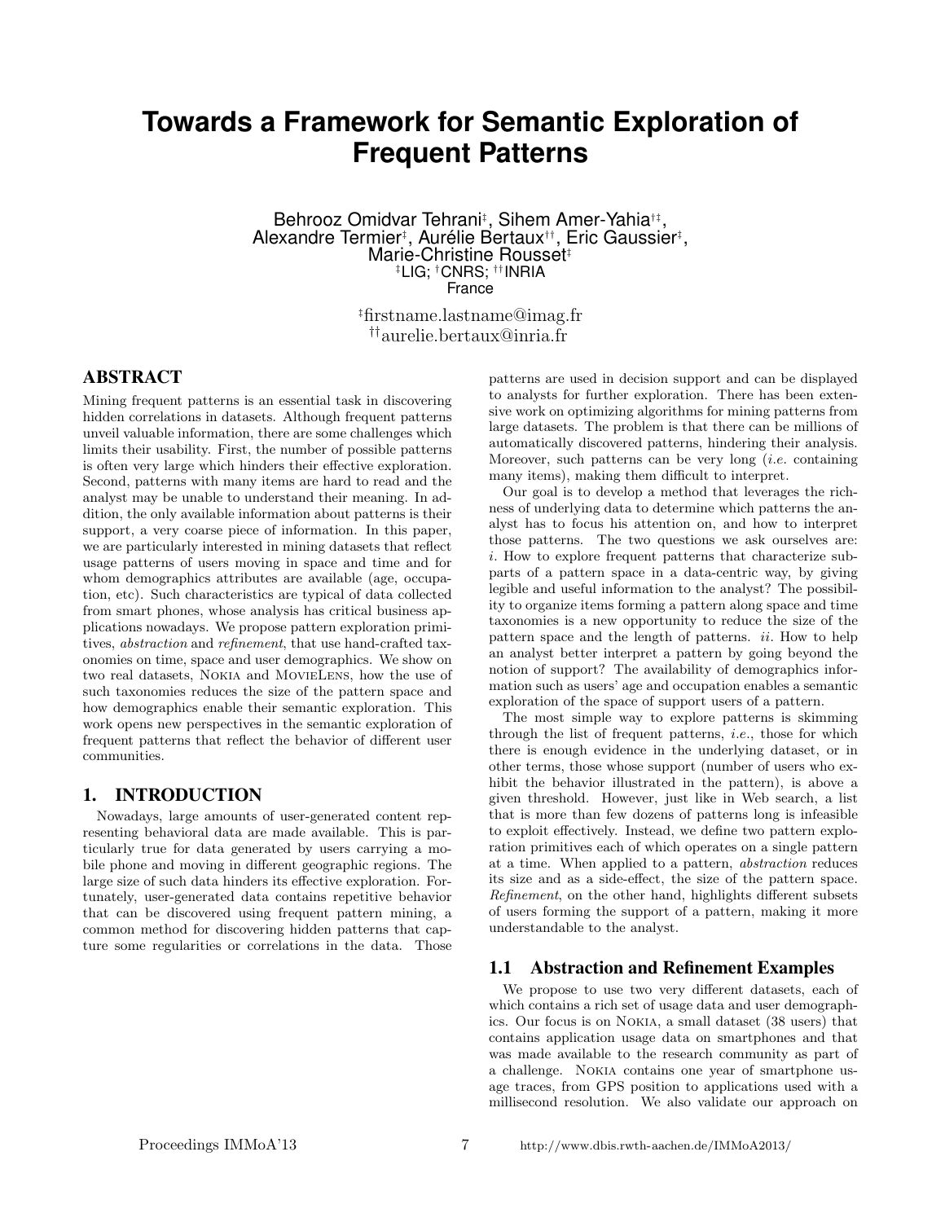# Towards a Framework for Semantic Exploration of Frequent Patterns

Behrooz Omidvar Tehrani[‡], Sihem Amer-Yahia[†‡], Alexandre Termier[‡], Aurélie Bertaux[††], Eric Gaussier[‡], Marie-Christine Rousset[‡]
[‡]LIG; [†]CNRS; [††]INRIA
France

[‡]firstname.lastname@imag.fr
[††]aurelie.bertaux@inria.fr

## ABSTRACT

Mining frequent patterns is an essential task in discovering hidden correlations in datasets. Although frequent patterns unveil valuable information, there are some challenges which limits their usability. First, the number of possible patterns is often very large which hinders their effective exploration. Second, patterns with many items are hard to read and the analyst may be unable to understand their meaning. In addition, the only available information about patterns is their support, a very coarse piece of information. In this paper, we are particularly interested in mining datasets that reflect usage patterns of users moving in space and time and for whom demographics attributes are available (age, occupation, etc). Such characteristics are typical of data collected from smart phones, whose analysis has critical business applications nowadays. We propose pattern exploration primitives, *abstraction* and *refinement*, that use hand-crafted taxonomies on time, space and user demographics. We show on two real datasets, Nokia and MovieLens, how the use of such taxonomies reduces the size of the pattern space and how demographics enable their semantic exploration. This work opens new perspectives in the semantic exploration of frequent patterns that reflect the behavior of different user communities.

## 1. INTRODUCTION

Nowadays, large amounts of user-generated content representing behavioral data are made available. This is particularly true for data generated by users carrying a mobile phone and moving in different geographic regions. The large size of such data hinders its effective exploration. Fortunately, user-generated data contains repetitive behavior that can be discovered using frequent pattern mining, a common method for discovering hidden patterns that capture some regularities or correlations in the data. Those patterns are used in decision support and can be displayed to analysts for further exploration. There has been extensive work on optimizing algorithms for mining patterns from large datasets. The problem is that there can be millions of automatically discovered patterns, hindering their analysis. Moreover, such patterns can be very long (*i.e.* containing many items), making them difficult to interpret.

Our goal is to develop a method that leverages the richness of underlying data to determine which patterns the analyst has to focus his attention on, and how to interpret those patterns. The two questions we ask ourselves are: *i*. How to explore frequent patterns that characterize subparts of a pattern space in a data-centric way, by giving legible and useful information to the analyst? The possibility to organize items forming a pattern along space and time taxonomies is a new opportunity to reduce the size of the pattern space and the length of patterns. *ii*. How to help an analyst better interpret a pattern by going beyond the notion of support? The availability of demographics information such as users' age and occupation enables a semantic exploration of the space of support users of a pattern.

The most simple way to explore patterns is skimming through the list of frequent patterns, *i.e.*, those for which there is enough evidence in the underlying dataset, or in other terms, those whose support (number of users who exhibit the behavior illustrated in the pattern), is above a given threshold. However, just like in Web search, a list that is more than few dozens of patterns long is infeasible to exploit effectively. Instead, we define two pattern exploration primitives each of which operates on a single pattern at a time. When applied to a pattern, *abstraction* reduces its size and as a side-effect, the size of the pattern space. *Refinement*, on the other hand, highlights different subsets of users forming the support of a pattern, making it more understandable to the analyst.

### 1.1 Abstraction and Refinement Examples

We propose to use two very different datasets, each of which contains a rich set of usage data and user demographics. Our focus is on Nokia, a small dataset (38 users) that contains application usage data on smartphones and that was made available to the research community as part of a challenge. Nokia contains one year of smartphone usage traces, from GPS position to applications used with a millisecond resolution. We also validate our approach on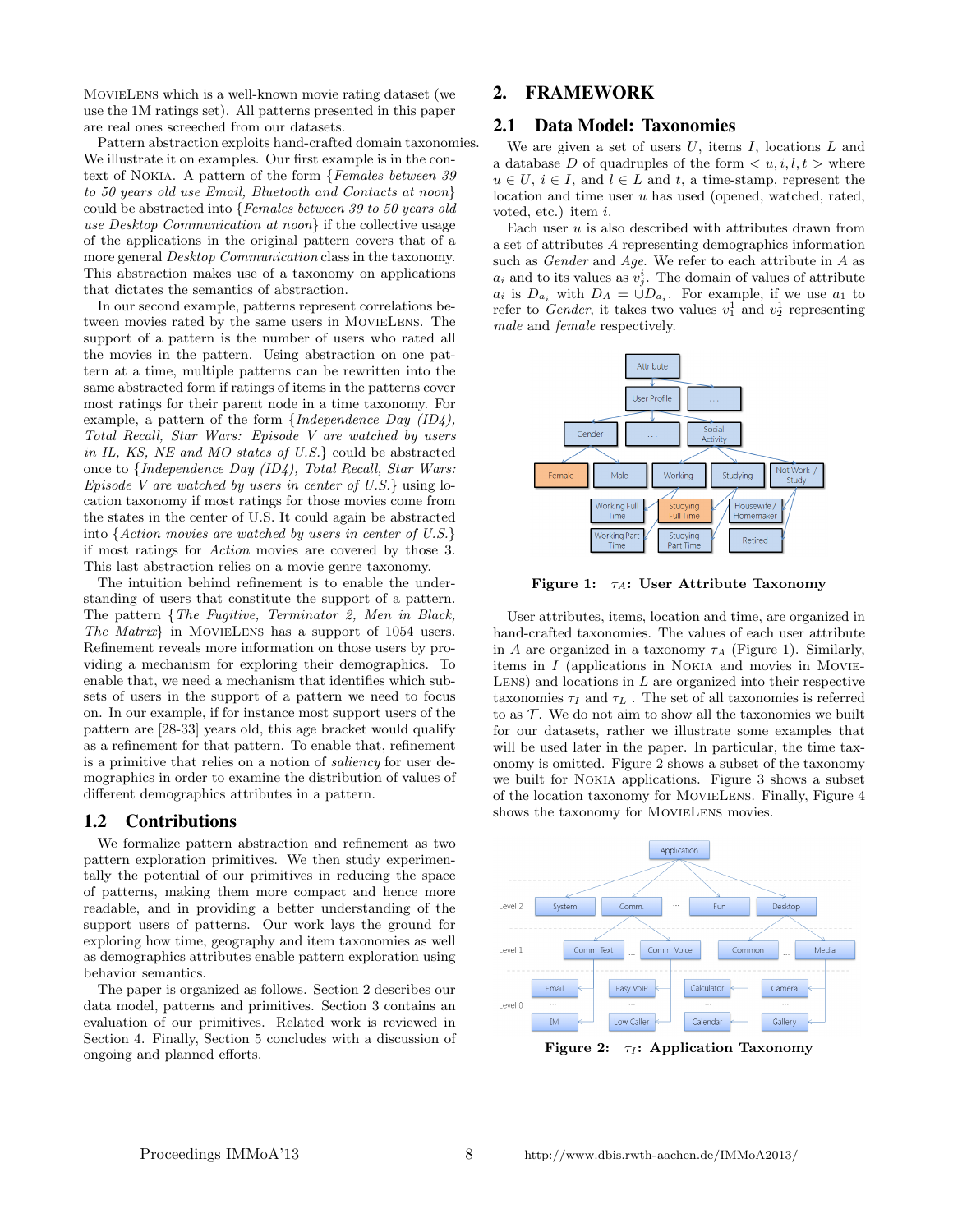MovieLens which is a well-known movie rating dataset (we use the 1M ratings set). All patterns presented in this paper are real ones screeched from our datasets.

Pattern abstraction exploits hand-crafted domain taxonomies. We illustrate it on examples. Our first example is in the context of Nokia. A pattern of the form {*Females between 39 to 50 years old use Email, Bluetooth and Contacts at noon*} could be abstracted into {*Females between 39 to 50 years old use Desktop Communication at noon*} if the collective usage of the applications in the original pattern covers that of a more general *Desktop Communication* class in the taxonomy. This abstraction makes use of a taxonomy on applications that dictates the semantics of abstraction.

In our second example, patterns represent correlations between movies rated by the same users in MovieLens. The support of a pattern is the number of users who rated all the movies in the pattern. Using abstraction on one pattern at a time, multiple patterns can be rewritten into the same abstracted form if ratings of items in the patterns cover most ratings for their parent node in a time taxonomy. For example, a pattern of the form {*Independence Day (ID4), Total Recall, Star Wars: Episode V are watched by users in IL, KS, NE and MO states of U.S.*} could be abstracted once to {*Independence Day (ID4), Total Recall, Star Wars: Episode V are watched by users in center of U.S.*} using location taxonomy if most ratings for those movies come from the states in the center of U.S. It could again be abstracted into {*Action movies are watched by users in center of U.S.*} if most ratings for *Action* movies are covered by those 3. This last abstraction relies on a movie genre taxonomy.

The intuition behind refinement is to enable the understanding of users that constitute the support of a pattern. The pattern {*The Fugitive, Terminator 2, Men in Black, The Matrix*} in MovieLens has a support of 1054 users. Refinement reveals more information on those users by providing a mechanism for exploring their demographics. To enable that, we need a mechanism that identifies which subsets of users in the support of a pattern we need to focus on. In our example, if for instance most support users of the pattern are [28-33] years old, this age bracket would qualify as a refinement for that pattern. To enable that, refinement is a primitive that relies on a notion of *saliency* for user demographics in order to examine the distribution of values of different demographics attributes in a pattern.

## 1.2 Contributions

We formalize pattern abstraction and refinement as two pattern exploration primitives. We then study experimentally the potential of our primitives in reducing the space of patterns, making them more compact and hence more readable, and in providing a better understanding of the support users of patterns. Our work lays the ground for exploring how time, geography and item taxonomies as well as demographics attributes enable pattern exploration using behavior semantics.

The paper is organized as follows. Section 2 describes our data model, patterns and primitives. Section 3 contains an evaluation of our primitives. Related work is reviewed in Section 4. Finally, Section 5 concludes with a discussion of ongoing and planned efforts.

# 2. FRAMEWORK

## 2.1 Data Model: Taxonomies

We are given a set of users $U$, items $I$, locations $L$ and a database $D$ of quadruples of the form $< u, i, l, t >$ where $u \in U$, $i \in I$, and $l \in L$ and $t$, a time-stamp, represent the location and time user $u$ has used (opened, watched, rated, voted, etc.) item $i$.

Each user $u$ is also described with attributes drawn from a set of attributes $A$ representing demographics information such as *Gender* and *Age*. We refer to each attribute in $A$ as $a_i$ and to its values as $v^i_j$. The domain of values of attribute $a_i$ is $D_{a_i}$ with $D_A = \cup D_{a_i}$. For example, if we use $a_1$ to refer to *Gender*, it takes two values $v^1_1$ and $v^1_2$ representing *male* and *female* respectively.

**Figure 1: $\tau_A$: User Attribute Taxonomy**

User attributes, items, location and time, are organized in hand-crafted taxonomies. The values of each user attribute in $A$ are organized in a taxonomy $\tau_A$ (Figure 1). Similarly, items in $I$ (applications in Nokia and movies in MovieLens) and locations in $L$ are organized into their respective taxonomies $\tau_I$ and $\tau_L$. The set of all taxonomies is referred to as $\mathcal{T}$. We do not aim to show all the taxonomies we built for our datasets, rather we illustrate some examples that will be used later in the paper. In particular, the time taxonomy is omitted. Figure 2 shows a subset of the taxonomy we built for Nokia applications. Figure 3 shows a subset of the location taxonomy for MovieLens. Finally, Figure 4 shows the taxonomy for MovieLens movies.

**Figure 2: $\tau_I$: Application Taxonomy**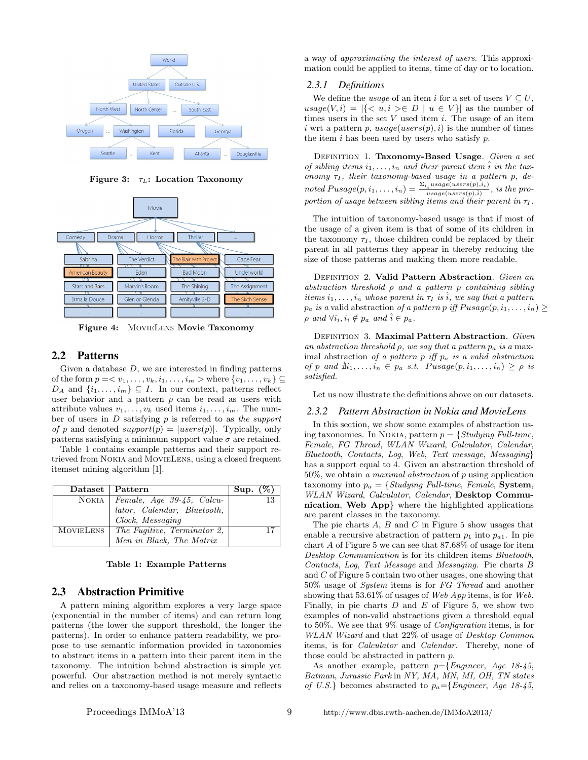Figure 3: $\tau_L$: Location Taxonomy

Figure 4: MovieLens Movie Taxonomy

## 2.2 Patterns

Given a database $D$, we are interested in finding patterns of the form $p =< v_1, \ldots, v_k, i_1, \ldots, i_m >$ where $\{v_1, \ldots, v_k\} \subseteq D_A$ and $\{i_1, \ldots, i_m\} \subseteq I$. In our context, patterns reflect user behavior and a pattern $p$ can be read as users with attribute values $v_1, \ldots, v_k$ used items $i_1, \ldots, i_m$. The number of users in $D$ satisfying $p$ is referred to as *the support of p* and denoted $support(p) = |users(p)|$. Typically, only patterns satisfying a minimum support value $\sigma$ are retained.

Table 1 contains example patterns and their support retrieved from Nokia and MovieLens, using a closed frequent itemset mining algorithm [1].

| Dataset | Pattern | Sup. (%) |
|---|---|---|
| Nokia | *Female, Age 39-45, Calculator, Calendar, Bluetooth, Clock, Messaging* | 13 |
| MovieLens | *The Fugitive, Terminator 2, Men in Black, The Matrix* | 17 |

**Table 1: Example Patterns**

## 2.3 Abstraction Primitive

A pattern mining algorithm explores a very large space (exponential in the number of items) and can return long patterns (the lower the support threshold, the longer the patterns). In order to enhance pattern readability, we propose to use semantic information provided in taxonomies to abstract items in a pattern into their parent item in the taxonomy. The intuition behind abstraction is simple yet powerful. Our abstraction method is not merely syntactic and relies on a taxonomy-based usage measure and reflects a way of *approximating the interest of users*. This approximation could be applied to items, time of day or to location.

### 2.3.1 Definitions

We define the *usage* of an item $i$ for a set of users $V \subseteq U$, $usage(V, i) = |\{< u, i >\in D \mid u \in V\}|$ as the number of times users in the set $V$ used item $i$. The usage of an item $i$ wrt a pattern $p$, $usage(users(p), i)$ is the number of times the item $i$ has been used by users who satisfy $p$.

Definition 1. **Taxonomy-Based Usage**. *Given a set of sibling items $i_1, \ldots, i_n$ and their parent item $\hat{i}$ in the taxonomy $\tau_I$, their taxonomy-based usage in a pattern $p$, denoted $Pusage(p, i_1, \ldots, i_n) = \frac{\Sigma_{i_1} usage(users(p), i_i)}{usage(users(p), \hat{i})}$, is the proportion of usage between sibling items and their parent in $\tau_I$.*

The intuition of taxonomy-based usage is that if most of the usage of a given item is that of some of its children in the taxonomy $\tau_I$, those children could be replaced by their parent in all patterns they appear in thereby reducing the size of those patterns and making them more readable.

Definition 2. **Valid Pattern Abstraction**. *Given an abstraction threshold $\rho$ and a pattern $p$ containing sibling items $i_1, \ldots, i_n$ whose parent in $\tau_I$ is $\hat{i}$, we say that a pattern $p_a$ is a valid abstraction of a pattern $p$ iff $Pusage(p, i_1, \ldots, i_n) \geq \rho$ and $\forall i_i, i_i \notin p_a$ and $\hat{i} \in p_a$.*

Definition 3. **Maximal Pattern Abstraction**. *Given an abstraction threshold $\rho$, we say that a pattern $p_a$ is a maximal abstraction of a pattern $p$ iff $p_a$ is a valid abstraction of $p$ and $\nexists i_1, \ldots, i_n \in p_a$ s.t. $Pusage(p, i_1, \ldots, i_n) \geq \rho$ is satisfied.*

Let us now illustrate the definitions above on our datasets.

### 2.3.2 Pattern Abstraction in Nokia and MovieLens

In this section, we show some examples of abstraction using taxonomies. In Nokia, pattern $p$ = {*Studying Full-time, Female, FG Thread, WLAN Wizard, Calculator, Calendar, Bluetooth, Contacts, Log, Web, Text message, Messaging*} has a support equal to 4. Given an abstraction threshold of 50%, we obtain *a maximal abstraction* of $p$ using application taxonomy into $p_a$ = {*Studying Full-time, Female*, **System**, *WLAN Wizard, Calculator, Calendar*, **Desktop Communication**, **Web App**} where the highlighted applications are parent classes in the taxonomy.

The pie charts $A$, $B$ and $C$ in Figure 5 show usages that enable a recursive abstraction of pattern $p_1$ into $p_{a1}$. In pie chart $A$ of Figure 5 we can see that 87.68% of usage for item *Desktop Communication* is for its children items *Bluetooth, Contacts, Log, Text Message* and *Messaging*. Pie charts $B$ and $C$ of Figure 5 contain two other usages, one showing that 50% usage of *System* items is for *FG Thread* and another showing that 53.61% of usages of *Web App* items, is for *Web*. Finally, in pie charts $D$ and $E$ of Figure 5, we show two examples of non-valid abstractions given a threshold equal to 50%. We see that 9% usage of *Configuration* items, is for *WLAN Wizard* and that 22% of usage of *Desktop Common* items, is for *Calculator* and *Calendar*. Thereby, none of those could be abstracted in pattern $p$.

As another example, pattern $p$={*Engineer, Age 18-45, Batman, Jurassic Park* in *NY, MA, MN, MI, OH, TN states of U.S.*} becomes abstracted to $p_a$={*Engineer, Age 18-45,*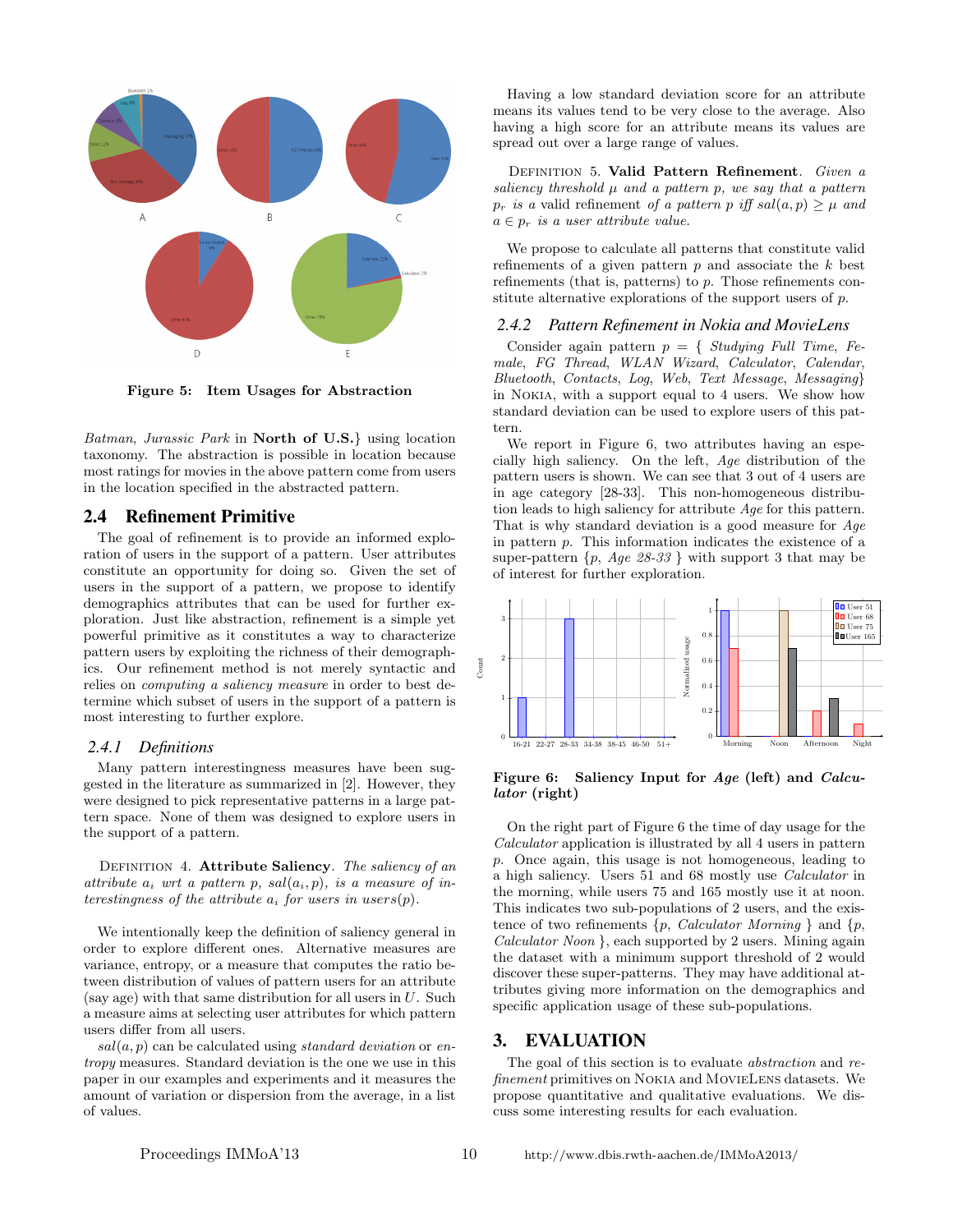Figure 5: Item Usages for Abstraction

*Batman*, *Jurassic Park* in **North of U.S.**} using location taxonomy. The abstraction is possible in location because most ratings for movies in the above pattern come from users in the location specified in the abstracted pattern.

## 2.4 Refinement Primitive

The goal of refinement is to provide an informed exploration of users in the support of a pattern. User attributes constitute an opportunity for doing so. Given the set of users in the support of a pattern, we propose to identify demographics attributes that can be used for further exploration. Just like abstraction, refinement is a simple yet powerful primitive as it constitutes a way to characterize pattern users by exploiting the richness of their demographics. Our refinement method is not merely syntactic and relies on *computing a saliency measure* in order to best determine which subset of users in the support of a pattern is most interesting to further explore.

### 2.4.1 Definitions

Many pattern interestingness measures have been suggested in the literature as summarized in [2]. However, they were designed to pick representative patterns in a large pattern space. None of them was designed to explore users in the support of a pattern.

Definition 4. **Attribute Saliency**. *The saliency of an attribute $a_i$ wrt a pattern $p$, $sal(a_i, p)$, is a measure of interestingness of the attribute $a_i$ for users in $users(p)$.*

We intentionally keep the definition of saliency general in order to explore different ones. Alternative measures are variance, entropy, or a measure that computes the ratio between distribution of values of pattern users for an attribute (say age) with that same distribution for all users in $U$. Such a measure aims at selecting user attributes for which pattern users differ from all users.

$sal(a, p)$ can be calculated using *standard deviation* or *entropy* measures. Standard deviation is the one we use in this paper in our examples and experiments and it measures the amount of variation or dispersion from the average, in a list of values.

Having a low standard deviation score for an attribute means its values tend to be very close to the average. Also having a high score for an attribute means its values are spread out over a large range of values.

Definition 5. **Valid Pattern Refinement**. *Given a saliency threshold $\mu$ and a pattern $p$, we say that a pattern $p_r$ is a valid refinement of a pattern $p$ iff $sal(a, p) \geq \mu$ and $a \in p_r$ is a user attribute value.*

We propose to calculate all patterns that constitute valid refinements of a given pattern $p$ and associate the $k$ best refinements (that is, patterns) to $p$. Those refinements constitute alternative explorations of the support users of $p$.

### 2.4.2 Pattern Refinement in Nokia and MovieLens

Consider again pattern $p$ = { *Studying Full Time*, *Female*, *FG Thread*, *WLAN Wizard*, *Calculator*, *Calendar*, *Bluetooth*, *Contacts*, *Log*, *Web*, *Text Message*, *Messaging*} in Nokia, with a support equal to 4 users. We show how standard deviation can be used to explore users of this pattern.

We report in Figure 6, two attributes having an especially high saliency. On the left, *Age* distribution of the pattern users is shown. We can see that 3 out of 4 users are in age category [28-33]. This non-homogeneous distribution leads to high saliency for attribute *Age* for this pattern. That is why standard deviation is a good measure for *Age* in pattern $p$. This information indicates the existence of a super-pattern {$p$, *Age 28-33* } with support 3 that may be of interest for further exploration.

Figure 6: Saliency Input for *Age* (left) and *Calculator* (right)

On the right part of Figure 6 the time of day usage for the *Calculator* application is illustrated by all 4 users in pattern $p$. Once again, this usage is not homogeneous, leading to a high saliency. Users 51 and 68 mostly use *Calculator* in the morning, while users 75 and 165 mostly use it at noon. This indicates two sub-populations of 2 users, and the existence of two refinements {$p$, *Calculator Morning* } and {$p$, *Calculator Noon* }, each supported by 2 users. Mining again the dataset with a minimum support threshold of 2 would discover these super-patterns. They may have additional attributes giving more information on the demographics and specific application usage of these sub-populations.

# 3. EVALUATION

The goal of this section is to evaluate *abstraction* and *refinement* primitives on Nokia and MovieLens datasets. We propose quantitative and qualitative evaluations. We discuss some interesting results for each evaluation.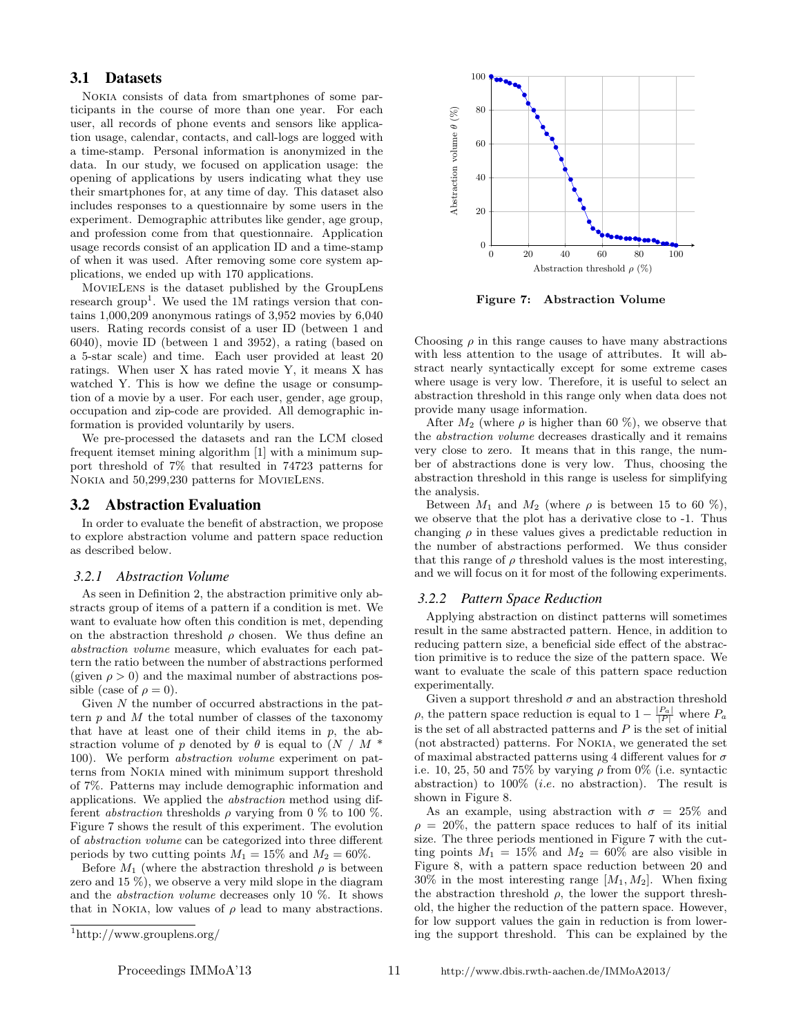### 3.1 Datasets

Nokia consists of data from smartphones of some participants in the course of more than one year. For each user, all records of phone events and sensors like application usage, calendar, contacts, and call-logs are logged with a time-stamp. Personal information is anonymized in the data. In our study, we focused on application usage: the opening of applications by users indicating what they use their smartphones for, at any time of day. This dataset also includes responses to a questionnaire by some users in the experiment. Demographic attributes like gender, age group, and profession come from that questionnaire. Application usage records consist of an application ID and a time-stamp of when it was used. After removing some core system applications, we ended up with 170 applications.

MovieLens is the dataset published by the GroupLens research group[1]. We used the 1M ratings version that contains 1,000,209 anonymous ratings of 3,952 movies by 6,040 users. Rating records consist of a user ID (between 1 and 6040), movie ID (between 1 and 3952), a rating (based on a 5-star scale) and time. Each user provided at least 20 ratings. When user X has rated movie Y, it means X has watched Y. This is how we define the usage or consumption of a movie by a user. For each user, gender, age group, occupation and zip-code are provided. All demographic information is provided voluntarily by users.

We pre-processed the datasets and ran the LCM closed frequent itemset mining algorithm [1] with a minimum support threshold of 7% that resulted in 74723 patterns for Nokia and 50,299,230 patterns for MovieLens.

### 3.2 Abstraction Evaluation

In order to evaluate the benefit of abstraction, we propose to explore abstraction volume and pattern space reduction as described below.

#### 3.2.1 Abstraction Volume

As seen in Definition 2, the abstraction primitive only abstracts group of items of a pattern if a condition is met. We want to evaluate how often this condition is met, depending on the abstraction threshold $\rho$ chosen. We thus define an *abstraction volume* measure, which evaluates for each pattern the ratio between the number of abstractions performed (given $\rho > 0$) and the maximal number of abstractions possible (case of $\rho = 0$).

Given $N$ the number of occurred abstractions in the pattern $p$ and $M$ the total number of classes of the taxonomy that have at least one of their child items in $p$, the abstraction volume of $p$ denoted by $\theta$ is equal to $(N \ / \ M * 100)$. We perform *abstraction volume* experiment on patterns from Nokia mined with minimum support threshold of 7%. Patterns may include demographic information and applications. We applied the *abstraction* method using different *abstraction* thresholds $\rho$ varying from 0 % to 100 %. Figure 7 shows the result of this experiment. The evolution of *abstraction volume* can be categorized into three different periods by two cutting points $M_1 = 15\%$ and $M_2 = 60\%$.

Before $M_1$ (where the abstraction threshold $\rho$ is between zero and 15 %), we observe a very mild slope in the diagram and the *abstraction volume* decreases only 10 %. It shows that in Nokia, low values of $\rho$ lead to many abstractions.

**Figure 7: Abstraction Volume**

Choosing $\rho$ in this range causes to have many abstractions with less attention to the usage of attributes. It will abstract nearly syntactically except for some extreme cases where usage is very low. Therefore, it is useful to select an abstraction threshold in this range only when data does not provide many usage information.

After $M_2$ (where $\rho$ is higher than 60 %), we observe that the *abstraction volume* decreases drastically and it remains very close to zero. It means that in this range, the number of abstractions done is very low. Thus, choosing the abstraction threshold in this range is useless for simplifying the analysis.

Between $M_1$ and $M_2$ (where $\rho$ is between 15 to 60 %), we observe that the plot has a derivative close to -1. Thus changing $\rho$ in these values gives a predictable reduction in the number of abstractions performed. We thus consider that this range of $\rho$ threshold values is the most interesting, and we will focus on it for most of the following experiments.

#### 3.2.2 Pattern Space Reduction

Applying abstraction on distinct patterns will sometimes result in the same abstracted pattern. Hence, in addition to reducing pattern size, a beneficial side effect of the abstraction primitive is to reduce the size of the pattern space. We want to evaluate the scale of this pattern space reduction experimentally.

Given a support threshold $\sigma$ and an abstraction threshold $\rho$, the pattern space reduction is equal to $1 - \frac{|P_a|}{|P|}$ where $P_a$ is the set of all abstracted patterns and $P$ is the set of initial (not abstracted) patterns. For Nokia, we generated the set of maximal abstracted patterns using 4 different values for $\sigma$ i.e. 10, 25, 50 and 75% by varying $\rho$ from 0% (i.e. syntactic abstraction) to 100% (*i.e.* no abstraction). The result is shown in Figure 8.

As an example, using abstraction with $\sigma = 25\%$ and $\rho = 20\%$, the pattern space reduces to half of its initial size. The three periods mentioned in Figure 7 with the cutting points $M_1 = 15\%$ and $M_2 = 60\%$ are also visible in Figure 8, with a pattern space reduction between 20 and 30% in the most interesting range $[M_1, M_2]$. When fixing the abstraction threshold $\rho$, the lower the support threshold, the higher the reduction of the pattern space. However, for low support values the gain in reduction is from lowering the support threshold. This can be explained by the

[1] http://www.grouplens.org/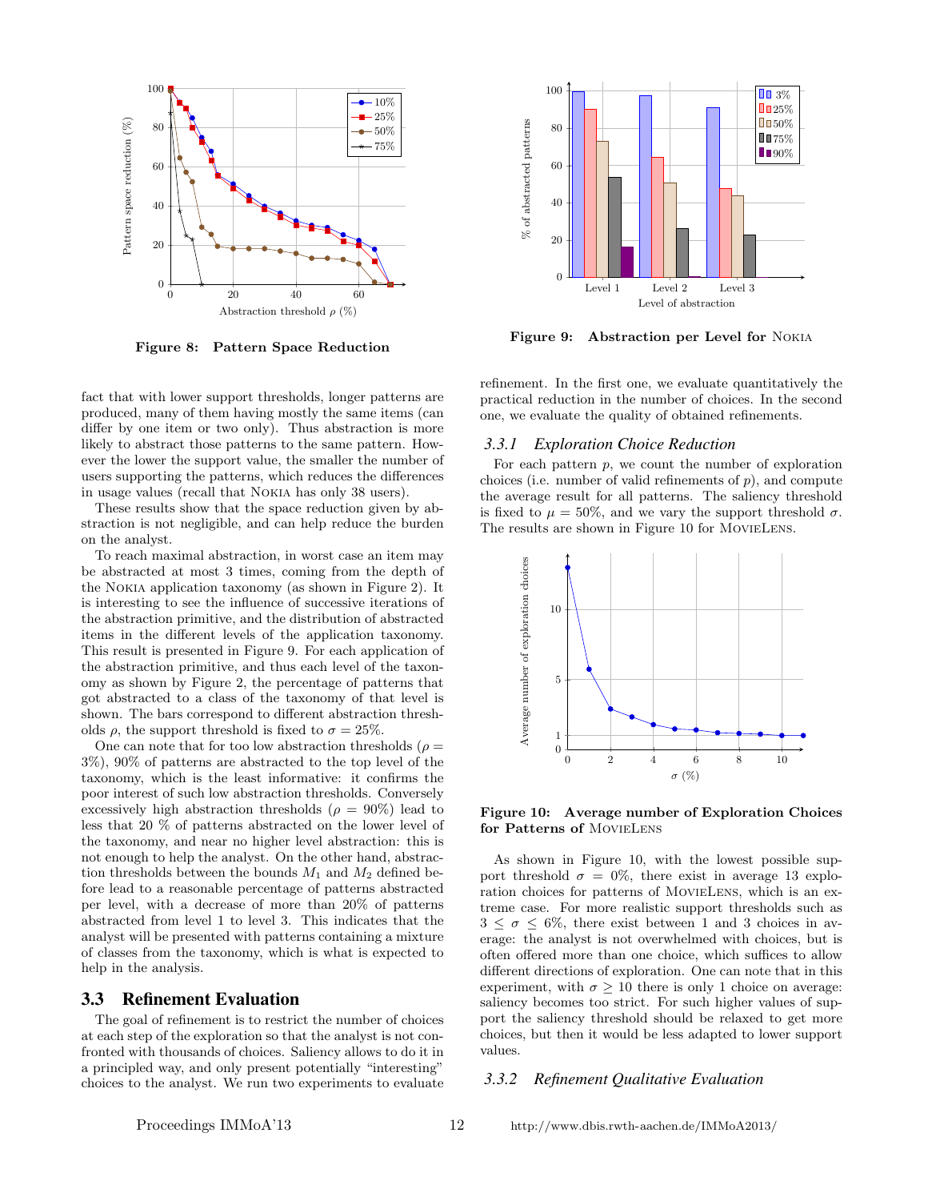**Figure 8: Pattern Space Reduction**

**Figure 9: Abstraction per Level for NOKIA**

fact that with lower support thresholds, longer patterns are produced, many of them having mostly the same items (can differ by one item or two only). Thus abstraction is more likely to abstract those patterns to the same pattern. However the lower the support value, the smaller the number of users supporting the patterns, which reduces the differences in usage values (recall that NOKIA has only 38 users).

These results show that the space reduction given by abstraction is not negligible, and can help reduce the burden on the analyst.

To reach maximal abstraction, in worst case an item may be abstracted at most 3 times, coming from the depth of the NOKIA application taxonomy (as shown in Figure 2). It is interesting to see the influence of successive iterations of the abstraction primitive, and the distribution of abstracted items in the different levels of the application taxonomy. This result is presented in Figure 9. For each application of the abstraction primitive, and thus each level of the taxonomy as shown by Figure 2, the percentage of patterns that got abstracted to a class of the taxonomy of that level is shown. The bars correspond to different abstraction thresholds $\rho$, the support threshold is fixed to $\sigma = 25\%$.

One can note that for too low abstraction thresholds ($\rho = 3\%$), 90% of patterns are abstracted to the top level of the taxonomy, which is the least informative: it confirms the poor interest of such low abstraction thresholds. Conversely excessively high abstraction thresholds ($\rho = 90\%$) lead to less that 20 % of patterns abstracted on the lower level of the taxonomy, and near no higher level abstraction: this is not enough to help the analyst. On the other hand, abstraction thresholds between the bounds $M_1$ and $M_2$ defined before lead to a reasonable percentage of patterns abstracted per level, with a decrease of more than 20% of patterns abstracted from level 1 to level 3. This indicates that the analyst will be presented with patterns containing a mixture of classes from the taxonomy, which is what is expected to help in the analysis.

## 3.3 Refinement Evaluation

The goal of refinement is to restrict the number of choices at each step of the exploration so that the analyst is not confronted with thousands of choices. Saliency allows to do it in a principled way, and only present potentially "interesting" choices to the analyst. We run two experiments to evaluate refinement. In the first one, we evaluate quantitatively the practical reduction in the number of choices. In the second one, we evaluate the quality of obtained refinements.

### 3.3.1 *Exploration Choice Reduction*

For each pattern $p$, we count the number of exploration choices (i.e. number of valid refinements of $p$), and compute the average result for all patterns. The saliency threshold is fixed to $\mu = 50\%$, and we vary the support threshold $\sigma$. The results are shown in Figure 10 for MOVIELENS.

**Figure 10: Average number of Exploration Choices for Patterns of MOVIELENS**

As shown in Figure 10, with the lowest possible support threshold $\sigma = 0\%$, there exist in average 13 exploration choices for patterns of MOVIELENS, which is an extreme case. For more realistic support thresholds such as $3 \leq \sigma \leq 6\%$, there exist between 1 and 3 choices in average: the analyst is not overwhelmed with choices, but is often offered more than one choice, which suffices to allow different directions of exploration. One can note that in this experiment, with $\sigma \geq 10$ there is only 1 choice on average: saliency becomes too strict. For such higher values of support the saliency threshold should be relaxed to get more choices, but then it would be less adapted to lower support values.

### 3.3.2 *Refinement Qualitative Evaluation*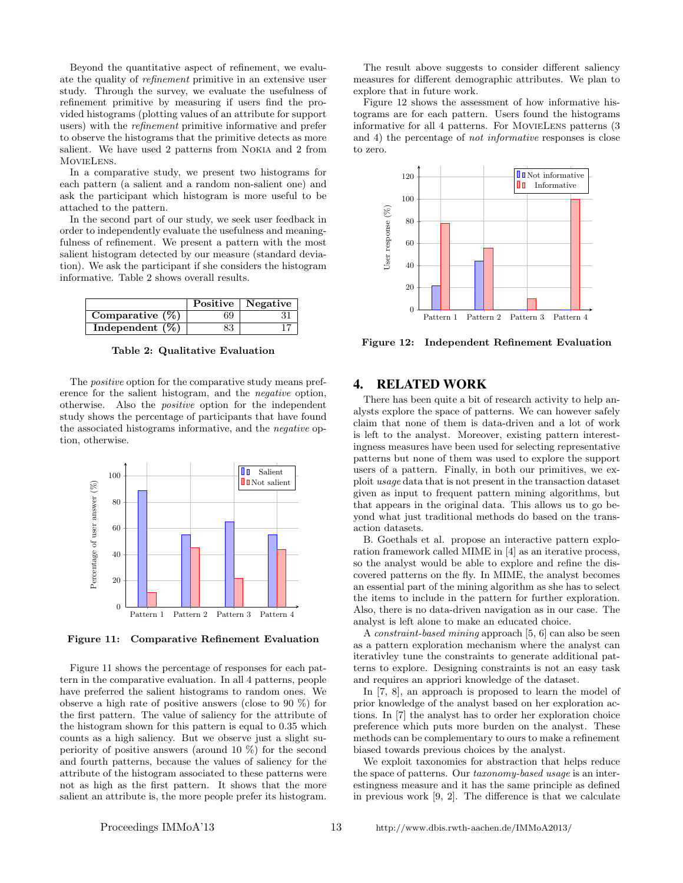Beyond the quantitative aspect of refinement, we evaluate the quality of *refinement* primitive in an extensive user study. Through the survey, we evaluate the usefulness of refinement primitive by measuring if users find the provided histograms (plotting values of an attribute for support users) with the *refinement* primitive informative and prefer to observe the histograms that the primitive detects as more salient. We have used 2 patterns from Nokia and 2 from MovieLens.

In a comparative study, we present two histograms for each pattern (a salient and a random non-salient one) and ask the participant which histogram is more useful to be attached to the pattern.

In the second part of our study, we seek user feedback in order to independently evaluate the usefulness and meaningfulness of refinement. We present a pattern with the most salient histogram detected by our measure (standard deviation). We ask the participant if she considers the histogram informative. Table 2 shows overall results.

| | **Positive** | **Negative** |
|---|---|---|
| **Comparative (%)** | 69 | 31 |
| **Independent (%)** | 83 | 17 |

**Table 2: Qualitative Evaluation**

The *positive* option for the comparative study means preference for the salient histogram, and the *negative* option, otherwise. Also the *positive* option for the independent study shows the percentage of participants that have found the associated histograms informative, and the *negative* option, otherwise.

**Figure 11: Comparative Refinement Evaluation**

Figure 11 shows the percentage of responses for each pattern in the comparative evaluation. In all 4 patterns, people have preferred the salient histograms to random ones. We observe a high rate of positive answers (close to 90 %) for the first pattern. The value of saliency for the attribute of the histogram shown for this pattern is equal to 0.35 which counts as a high saliency. But we observe just a slight superiority of positive answers (around 10 %) for the second and fourth patterns, because the values of saliency for the attribute of the histogram associated to these patterns were not as high as the first pattern. It shows that the more salient an attribute is, the more people prefer its histogram.

The result above suggests to consider different saliency measures for different demographic attributes. We plan to explore that in future work.

Figure 12 shows the assessment of how informative histograms are for each pattern. Users found the histograms informative for all 4 patterns. For MovieLens patterns (3 and 4) the percentage of *not informative* responses is close to zero.

**Figure 12: Independent Refinement Evaluation**

## 4. RELATED WORK

There has been quite a bit of research activity to help analysts explore the space of patterns. We can however safely claim that none of them is data-driven and a lot of work is left to the analyst. Moreover, existing pattern interestingness measures have been used for selecting representative patterns but none of them was used to explore the support users of a pattern. Finally, in both our primitives, we exploit *usage* data that is not present in the transaction dataset given as input to frequent pattern mining algorithms, but that appears in the original data. This allows us to go beyond what just traditional methods do based on the transaction datasets.

B. Goethals et al. propose an interactive pattern exploration framework called MIME in [4] as an iterative process, so the analyst would be able to explore and refine the discovered patterns on the fly. In MIME, the analyst becomes an essential part of the mining algorithm as she has to select the items to include in the pattern for further exploration. Also, there is no data-driven navigation as in our case. The analyst is left alone to make an educated choice.

A *constraint-based mining* approach [5, 6] can also be seen as a pattern exploration mechanism where the analyst can iteratlvley tune the constraints to generate additional patterns to explore. Designing constraints is not an easy task and requires an appriori knowledge of the dataset.

In [7, 8], an approach is proposed to learn the model of prior knowledge of the analyst based on her exploration actions. In [7] the analyst has to order her exploration choice preference which puts more burden on the analyst. These methods can be complementary to ours to make a refinement biased towards previous choices by the analyst.

We exploit taxonomies for abstraction that helps reduce the space of patterns. Our *taxonomy-based usage* is an interestingness measure and it has the same principle as defined in previous work [9, 2]. The difference is that we calculate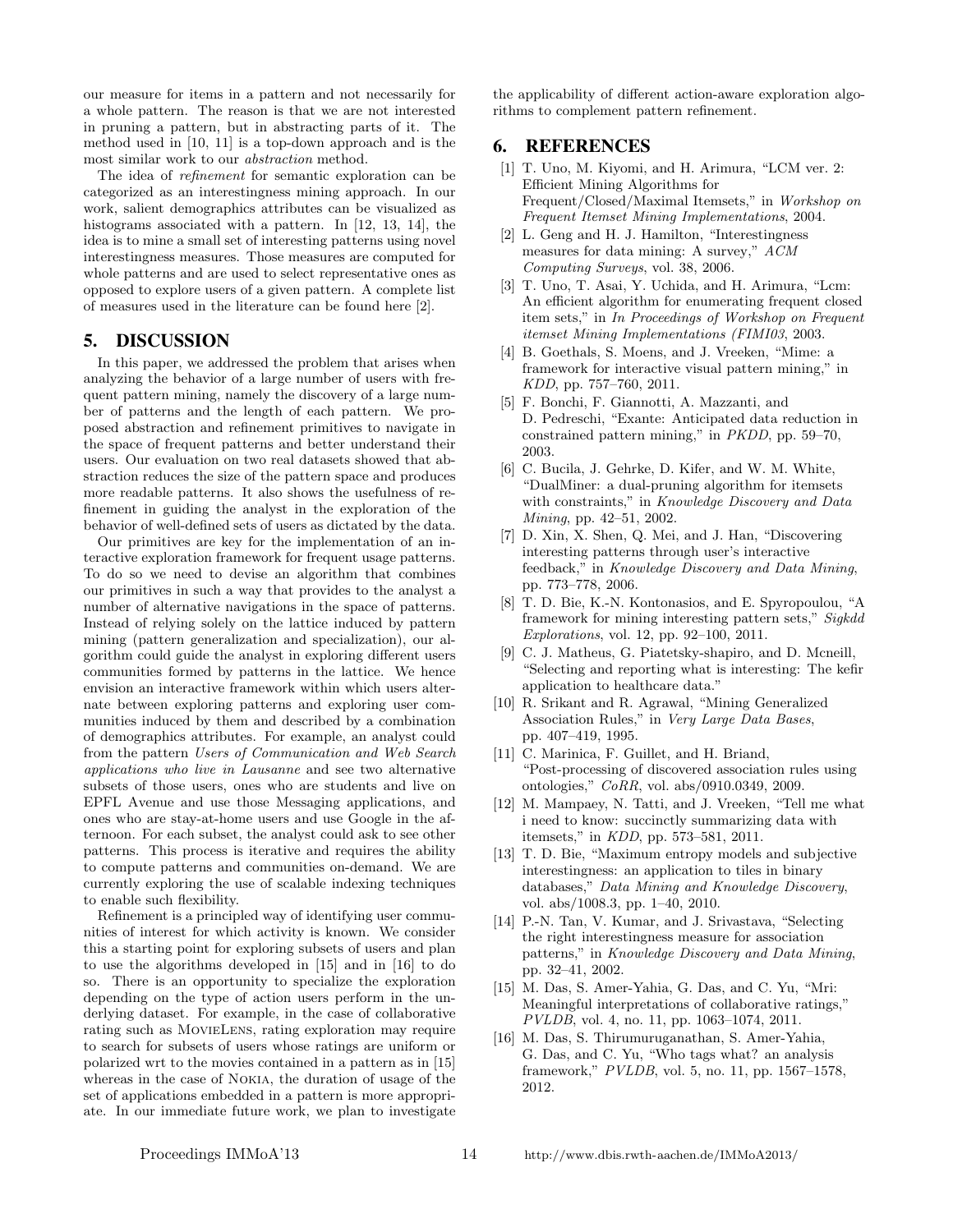our measure for items in a pattern and not necessarily for a whole pattern. The reason is that we are not interested in pruning a pattern, but in abstracting parts of it. The method used in [10, 11] is a top-down approach and is the most similar work to our *abstraction* method.

The idea of *refinement* for semantic exploration can be categorized as an interestingness mining approach. In our work, salient demographics attributes can be visualized as histograms associated with a pattern. In [12, 13, 14], the idea is to mine a small set of interesting patterns using novel interestingness measures. Those measures are computed for whole patterns and are used to select representative ones as opposed to explore users of a given pattern. A complete list of measures used in the literature can be found here [2].

## 5. DISCUSSION

In this paper, we addressed the problem that arises when analyzing the behavior of a large number of users with frequent pattern mining, namely the discovery of a large number of patterns and the length of each pattern. We proposed abstraction and refinement primitives to navigate in the space of frequent patterns and better understand their users. Our evaluation on two real datasets showed that abstraction reduces the size of the pattern space and produces more readable patterns. It also shows the usefulness of refinement in guiding the analyst in the exploration of the behavior of well-defined sets of users as dictated by the data.

Our primitives are key for the implementation of an interactive exploration framework for frequent usage patterns. To do so we need to devise an algorithm that combines our primitives in such a way that provides to the analyst a number of alternative navigations in the space of patterns. Instead of relying solely on the lattice induced by pattern mining (pattern generalization and specialization), our algorithm could guide the analyst in exploring different users communities formed by patterns in the lattice. We hence envision an interactive framework within which users alternate between exploring patterns and exploring user communities induced by them and described by a combination of demographics attributes. For example, an analyst could from the pattern *Users of Communication and Web Search applications who live in Lausanne* and see two alternative subsets of those users, ones who are students and live on EPFL Avenue and use those Messaging applications, and ones who are stay-at-home users and use Google in the afternoon. For each subset, the analyst could ask to see other patterns. This process is iterative and requires the ability to compute patterns and communities on-demand. We are currently exploring the use of scalable indexing techniques to enable such flexibility.

Refinement is a principled way of identifying user communities of interest for which activity is known. We consider this a starting point for exploring subsets of users and plan to use the algorithms developed in [15] and in [16] to do so. There is an opportunity to specialize the exploration depending on the type of action users perform in the underlying dataset. For example, in the case of collaborative rating such as MovieLens, rating exploration may require to search for subsets of users whose ratings are uniform or polarized wrt to the movies contained in a pattern as in [15] whereas in the case of Nokia, the duration of usage of the set of applications embedded in a pattern is more appropriate. In our immediate future work, we plan to investigate the applicability of different action-aware exploration algorithms to complement pattern refinement.

## 6. REFERENCES

[1] T. Uno, M. Kiyomi, and H. Arimura, "LCM ver. 2: Efficient Mining Algorithms for Frequent/Closed/Maximal Itemsets," in *Workshop on Frequent Itemset Mining Implementations*, 2004.

[2] L. Geng and H. J. Hamilton, "Interestingness measures for data mining: A survey," *ACM Computing Surveys*, vol. 38, 2006.

[3] T. Uno, T. Asai, Y. Uchida, and H. Arimura, "Lcm: An efficient algorithm for enumerating frequent closed item sets," in *In Proceedings of Workshop on Frequent itemset Mining Implementations (FIMI03*, 2003.

[4] B. Goethals, S. Moens, and J. Vreeken, "Mime: a framework for interactive visual pattern mining," in *KDD*, pp. 757–760, 2011.

[5] F. Bonchi, F. Giannotti, A. Mazzanti, and D. Pedreschi, "Exante: Anticipated data reduction in constrained pattern mining," in *PKDD*, pp. 59–70, 2003.

[6] C. Bucila, J. Gehrke, D. Kifer, and W. M. White, "DualMiner: a dual-pruning algorithm for itemsets with constraints," in *Knowledge Discovery and Data Mining*, pp. 42–51, 2002.

[7] D. Xin, X. Shen, Q. Mei, and J. Han, "Discovering interesting patterns through user's interactive feedback," in *Knowledge Discovery and Data Mining*, pp. 773–778, 2006.

[8] T. D. Bie, K.-N. Kontonasios, and E. Spyropoulou, "A framework for mining interesting pattern sets," *Sigkdd Explorations*, vol. 12, pp. 92–100, 2011.

[9] C. J. Matheus, G. Piatetsky-shapiro, and D. Mcneill, "Selecting and reporting what is interesting: The kefir application to healthcare data."

[10] R. Srikant and R. Agrawal, "Mining Generalized Association Rules," in *Very Large Data Bases*, pp. 407–419, 1995.

[11] C. Marinica, F. Guillet, and H. Briand, "Post-processing of discovered association rules using ontologies," *CoRR*, vol. abs/0910.0349, 2009.

[12] M. Mampaey, N. Tatti, and J. Vreeken, "Tell me what i need to know: succinctly summarizing data with itemsets," in *KDD*, pp. 573–581, 2011.

[13] T. D. Bie, "Maximum entropy models and subjective interestingness: an application to tiles in binary databases," *Data Mining and Knowledge Discovery*, vol. abs/1008.3, pp. 1–40, 2010.

[14] P.-N. Tan, V. Kumar, and J. Srivastava, "Selecting the right interestingness measure for association patterns," in *Knowledge Discovery and Data Mining*, pp. 32–41, 2002.

[15] M. Das, S. Amer-Yahia, G. Das, and C. Yu, "Mri: Meaningful interpretations of collaborative ratings," *PVLDB*, vol. 4, no. 11, pp. 1063–1074, 2011.

[16] M. Das, S. Thirumuruganathan, S. Amer-Yahia, G. Das, and C. Yu, "Who tags what? an analysis framework," *PVLDB*, vol. 5, no. 11, pp. 1567–1578, 2012.